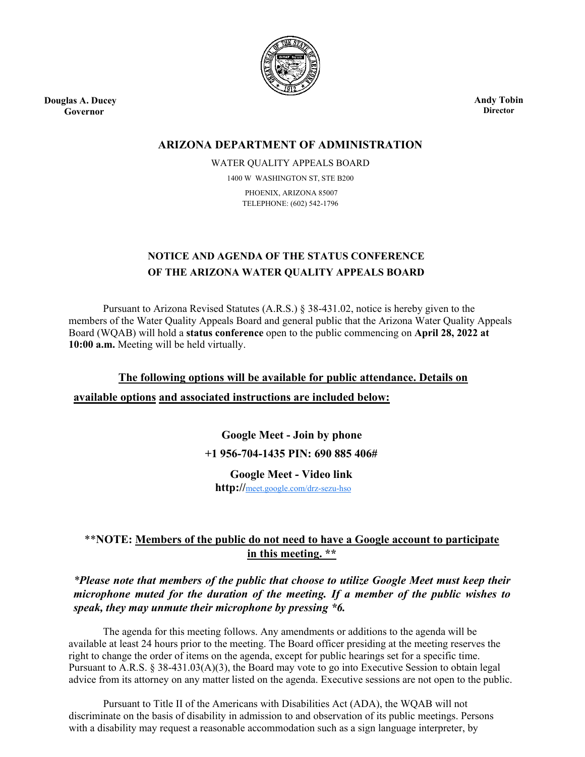**Douglas A. Ducey**
**Governor**

**Andy Tobin**
**Director**

# ARIZONA DEPARTMENT OF ADMINISTRATION

WATER QUALITY APPEALS BOARD

1400 W WASHINGTON ST, STE B200

PHOENIX, ARIZONA 85007

TELEPHONE: (602) 542-1796

## NOTICE AND AGENDA OF THE STATUS CONFERENCE OF THE ARIZONA WATER QUALITY APPEALS BOARD

Pursuant to Arizona Revised Statutes (A.R.S.) § 38-431.02, notice is hereby given to the members of the Water Quality Appeals Board and general public that the Arizona Water Quality Appeals Board (WQAB) will hold a **status conference** open to the public commencing on **April 28, 2022 at 10:00 a.m.** Meeting will be held virtually.

**The following options will be available for public attendance. Details on available options and associated instructions are included below:**

**Google Meet - Join by phone**

**+1 956-704-1435 PIN: 690 885 406#**

**Google Meet - Video link**

**http://**meet.google.com/drz-sezu-hso

**NOTE: Members of the public do not need to have a Google account to participate in this meeting.**

***Please note that members of the public that choose to utilize Google Meet must keep their microphone muted for the duration of the meeting. If a member of the public wishes to speak, they may unmute their microphone by pressing *6.***

The agenda for this meeting follows. Any amendments or additions to the agenda will be available at least 24 hours prior to the meeting. The Board officer presiding at the meeting reserves the right to change the order of items on the agenda, except for public hearings set for a specific time. Pursuant to A.R.S. § 38-431.03(A)(3), the Board may vote to go into Executive Session to obtain legal advice from its attorney on any matter listed on the agenda. Executive sessions are not open to the public.

Pursuant to Title II of the Americans with Disabilities Act (ADA), the WQAB will not discriminate on the basis of disability in admission to and observation of its public meetings. Persons with a disability may request a reasonable accommodation such as a sign language interpreter, by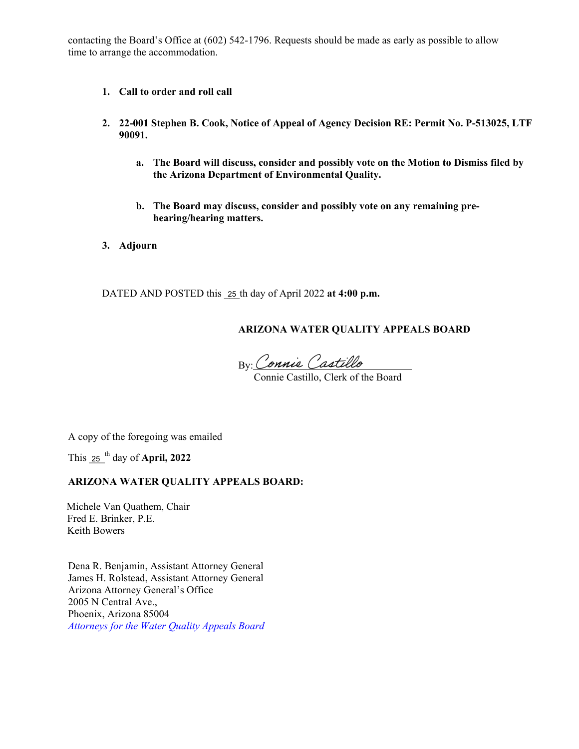contacting the Board's Office at (602) 542-1796. Requests should be made as early as possible to allow time to arrange the accommodation.

1. **Call to order and roll call**

2. **22-001 Stephen B. Cook, Notice of Appeal of Agency Decision RE: Permit No. P-513025, LTF 90091.**

   a. **The Board will discuss, consider and possibly vote on the Motion to Dismiss filed by the Arizona Department of Environmental Quality.**

   b. **The Board may discuss, consider and possibly vote on any remaining pre-hearing/hearing matters.**

3. **Adjourn**

DATED AND POSTED this 25th day of April 2022 **at 4:00 p.m.**

**ARIZONA WATER QUALITY APPEALS BOARD**

By: Connie Castillo
Connie Castillo, Clerk of the Board

A copy of the foregoing was emailed

This 25th day of **April, 2022**

**ARIZONA WATER QUALITY APPEALS BOARD:**

Michele Van Quathem, Chair
Fred E. Brinker, P.E.
Keith Bowers

Dena R. Benjamin, Assistant Attorney General
James H. Rolstead, Assistant Attorney General
Arizona Attorney General's Office
2005 N Central Ave.,
Phoenix, Arizona 85004
*Attorneys for the Water Quality Appeals Board*